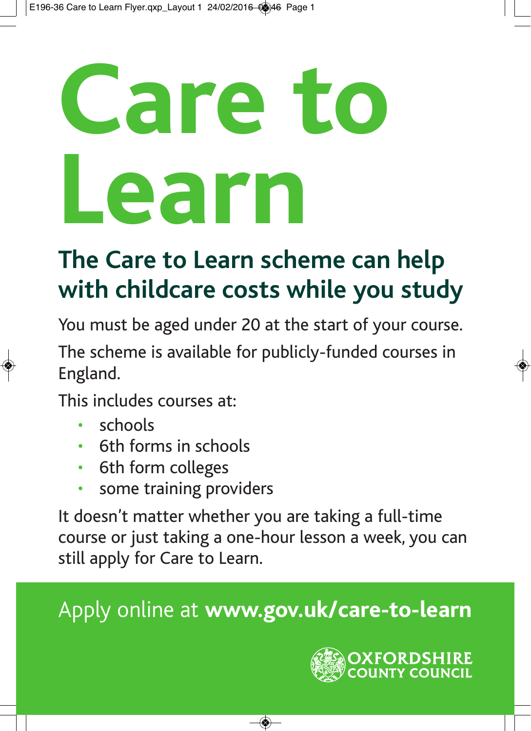# Care to Learn

## The Care to Learn scheme can help with childcare costs while you study

You must be aged under 20 at the start of your course.

The scheme is available for publicly-funded courses in England.

This includes courses at:

- schools
- 6th forms in schools
- 6th form colleges
- some training providers

It doesn't matter whether you are taking a full-time course or just taking a one-hour lesson a week, you can still apply for Care to Learn.

Apply online at **www.gov.uk/care-to-learn**

OXFORDSHIRE COUNTY COUNCIL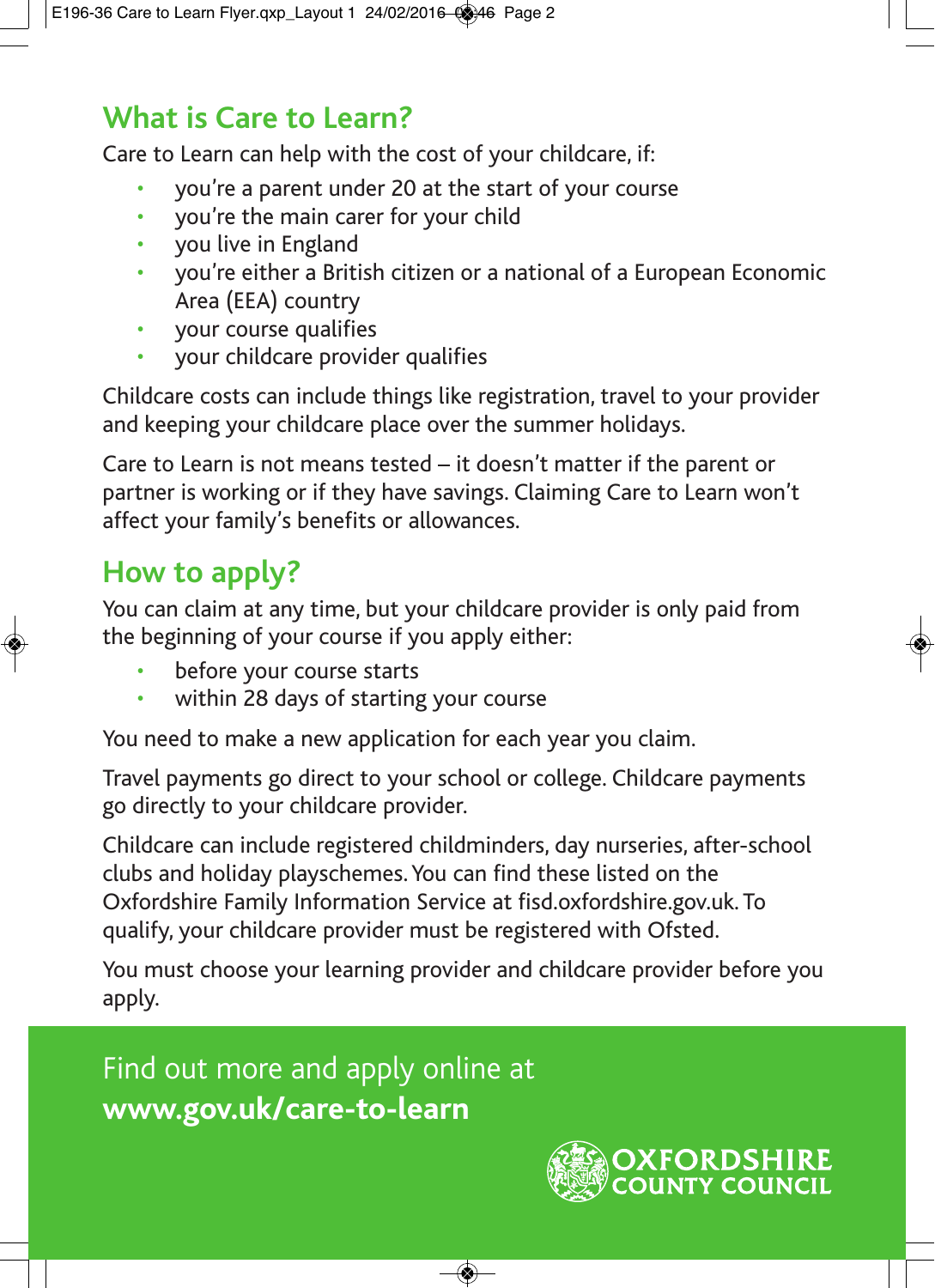## What is Care to Learn?

Care to Learn can help with the cost of your childcare, if:

- you're a parent under 20 at the start of your course
- you're the main carer for your child
- you live in England
- you're either a British citizen or a national of a European Economic Area (EEA) country
- your course qualifies
- your childcare provider qualifies

Childcare costs can include things like registration, travel to your provider and keeping your childcare place over the summer holidays.

Care to Learn is not means tested – it doesn't matter if the parent or partner is working or if they have savings. Claiming Care to Learn won't affect your family's benefits or allowances.

## How to apply?

You can claim at any time, but your childcare provider is only paid from the beginning of your course if you apply either:

- before your course starts
- within 28 days of starting your course

You need to make a new application for each year you claim.

Travel payments go direct to your school or college. Childcare payments go directly to your childcare provider.

Childcare can include registered childminders, day nurseries, after-school clubs and holiday playschemes. You can find these listed on the Oxfordshire Family Information Service at fisd.oxfordshire.gov.uk. To qualify, your childcare provider must be registered with Ofsted.

You must choose your learning provider and childcare provider before you apply.

Find out more and apply online at
**www.gov.uk/care-to-learn**

OXFORDSHIRE COUNTY COUNCIL